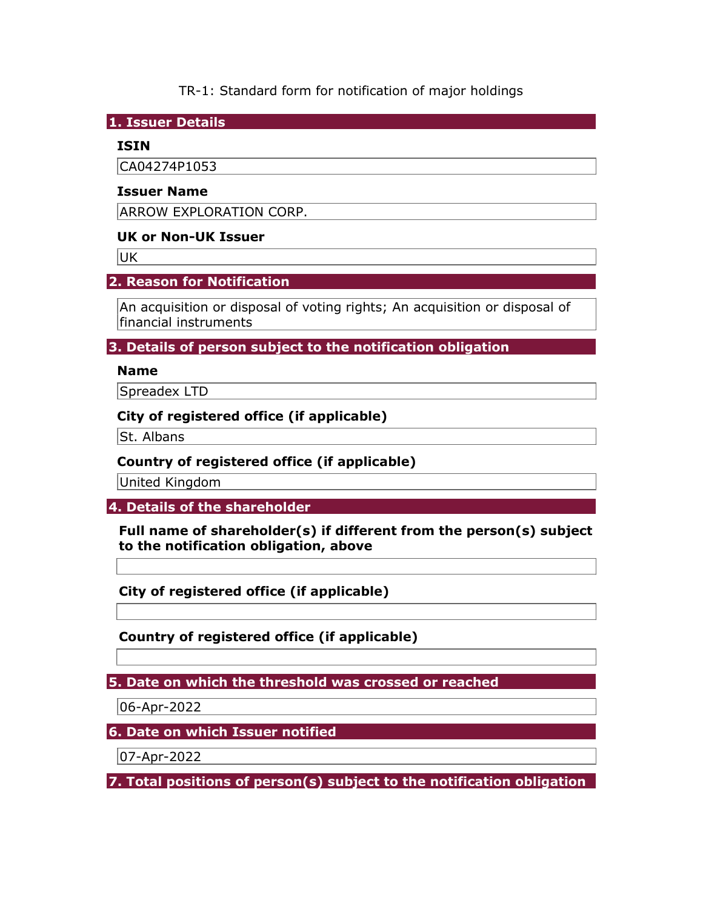TR-1: Standard form for notification of major holdings

## 1. Issuer Details

**ISIN**

CA04274P1053

**Issuer Name**

ARROW EXPLORATION CORP.

**UK or Non-UK Issuer**

UK

## 2. Reason for Notification

An acquisition or disposal of voting rights; An acquisition or disposal of financial instruments

## 3. Details of person subject to the notification obligation

**Name**

Spreadex LTD

**City of registered office (if applicable)**

St. Albans

**Country of registered office (if applicable)**

United Kingdom

## 4. Details of the shareholder

**Full name of shareholder(s) if different from the person(s) subject to the notification obligation, above**

**City of registered office (if applicable)**

**Country of registered office (if applicable)**

## 5. Date on which the threshold was crossed or reached

06-Apr-2022

## 6. Date on which Issuer notified

07-Apr-2022

## 7. Total positions of person(s) subject to the notification obligation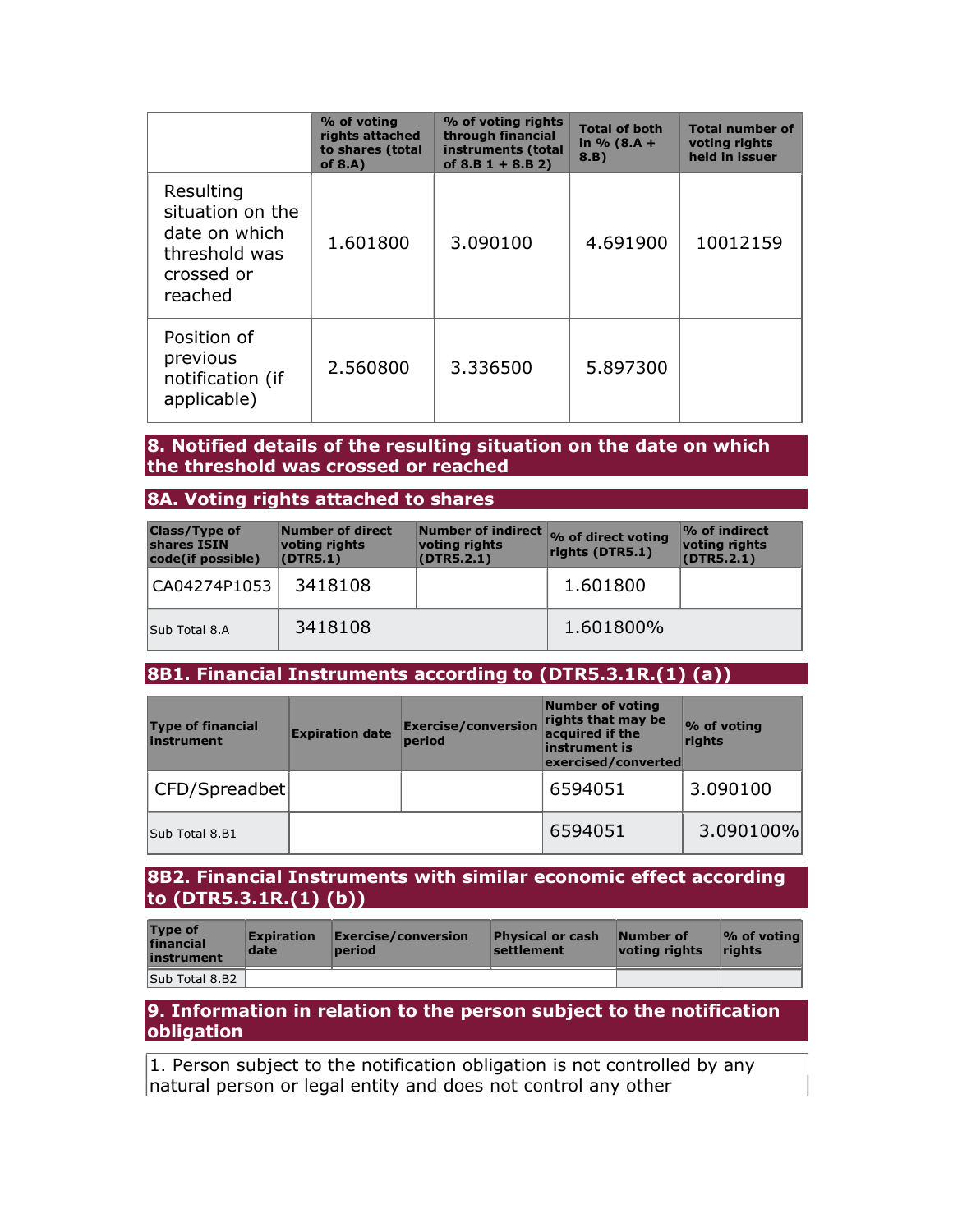| | % of voting rights attached to shares (total of 8.A) | % of voting rights through financial instruments (total of 8.B 1 + 8.B 2) | Total of both in % (8.A + 8.B) | Total number of voting rights held in issuer |
|---|---|---|---|---|
| Resulting situation on the date on which threshold was crossed or reached | 1.601800 | 3.090100 | 4.691900 | 10012159 |
| Position of previous notification (if applicable) | 2.560800 | 3.336500 | 5.897300 | |

## 8. Notified details of the resulting situation on the date on which the threshold was crossed or reached

## 8A. Voting rights attached to shares

| Class/Type of shares ISIN code(if possible) | Number of direct voting rights (DTR5.1) | Number of indirect voting rights (DTR5.2.1) | % of direct voting rights (DTR5.1) | % of indirect voting rights (DTR5.2.1) |
|---|---|---|---|---|
| CA04274P1053 | 3418108 | | 1.601800 | |
| Sub Total 8.A | 3418108 | | 1.601800% | |

## 8B1. Financial Instruments according to (DTR5.3.1R.(1) (a))

| Type of financial instrument | Expiration date | Exercise/conversion period | Number of voting rights that may be acquired if the instrument is exercised/converted | % of voting rights |
|---|---|---|---|---|
| CFD/Spreadbet | | | 6594051 | 3.090100 |
| Sub Total 8.B1 | | | 6594051 | 3.090100% |

## 8B2. Financial Instruments with similar economic effect according to (DTR5.3.1R.(1) (b))

| Type of financial instrument | Expiration date | Exercise/conversion period | Physical or cash settlement | Number of voting rights | % of voting rights |
|---|---|---|---|---|---|
| Sub Total 8.B2 | | | | | |

## 9. Information in relation to the person subject to the notification obligation

1. Person subject to the notification obligation is not controlled by any natural person or legal entity and does not control any other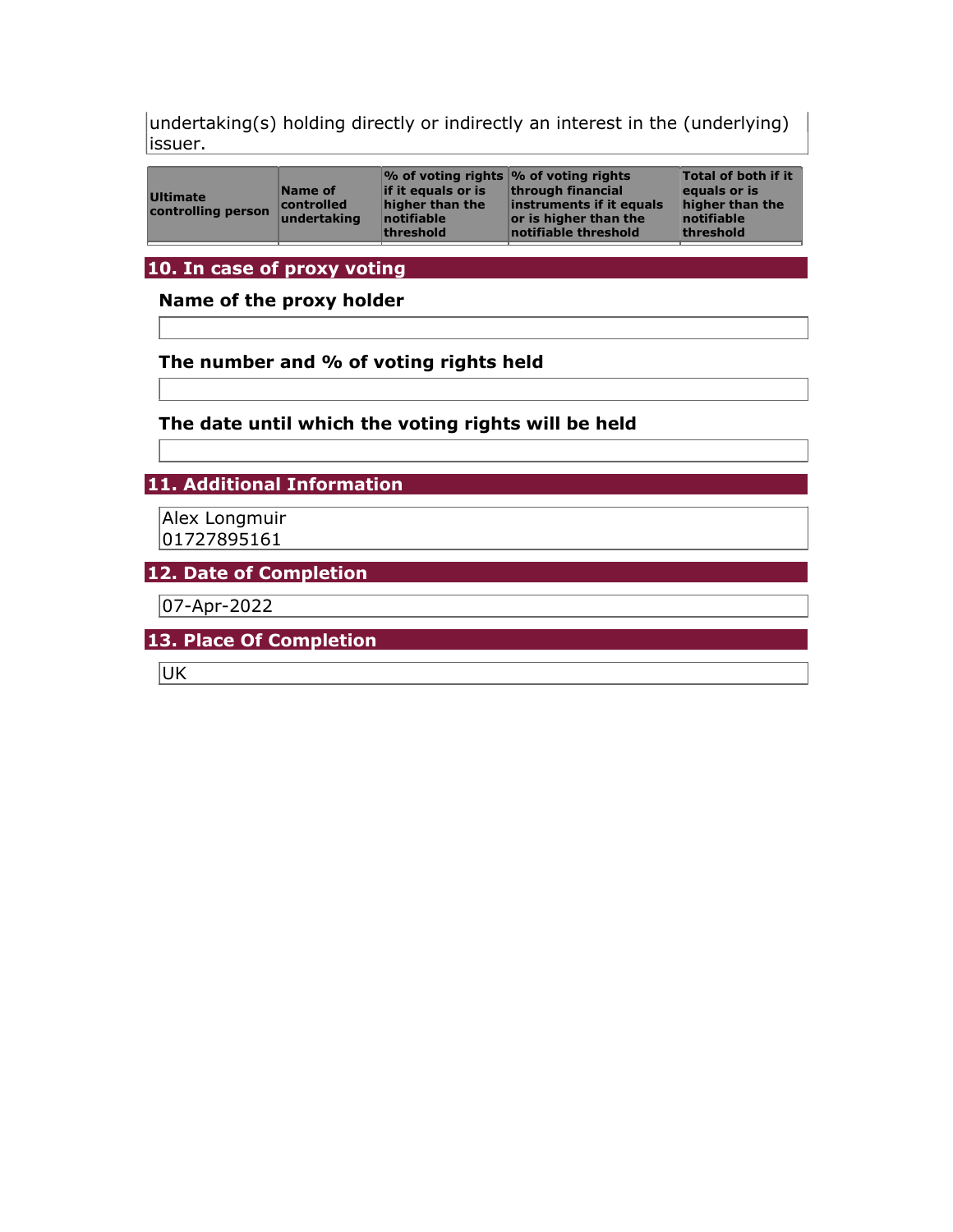undertaking(s) holding directly or indirectly an interest in the (underlying) issuer.

| Ultimate controlling person | Name of controlled undertaking | % of voting rights if it equals or is higher than the notifiable threshold | % of voting rights through financial instruments if it equals or is higher than the notifiable threshold | Total of both if it equals or is higher than the notifiable threshold |
| --- | --- | --- | --- | --- |

## 10. In case of proxy voting

### Name of the proxy holder

### The number and % of voting rights held

### The date until which the voting rights will be held

## 11. Additional Information

Alex Longmuir
01727895161

## 12. Date of Completion

07-Apr-2022

## 13. Place Of Completion

UK